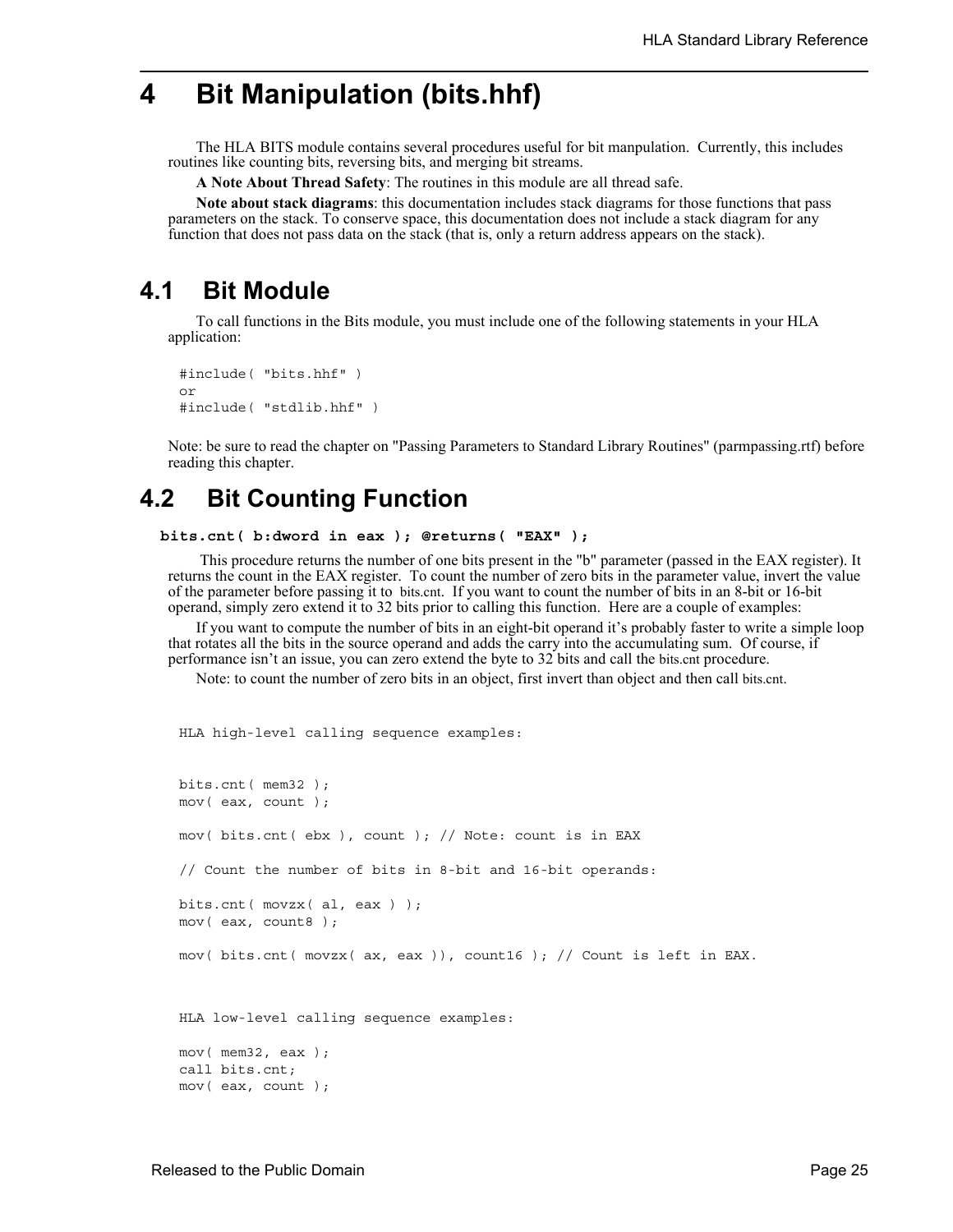# 4 Bit Manipulation (bits.hhf)

The HLA BITS module contains several procedures useful for bit manpulation. Currently, this includes routines like counting bits, reversing bits, and merging bit streams.

**A Note About Thread Safety**: The routines in this module are all thread safe.

**Note about stack diagrams**: this documentation includes stack diagrams for those functions that pass parameters on the stack. To conserve space, this documentation does not include a stack diagram for any function that does not pass data on the stack (that is, only a return address appears on the stack).

## 4.1 Bit Module

To call functions in the Bits module, you must include one of the following statements in your HLA application:

```
#include( "bits.hhf" )
or
#include( "stdlib.hhf" )
```

Note: be sure to read the chapter on "Passing Parameters to Standard Library Routines" (parmpassing.rtf) before reading this chapter.

## 4.2 Bit Counting Function

**bits.cnt( b:dword in eax ); @returns( "EAX" );**

This procedure returns the number of one bits present in the "b" parameter (passed in the EAX register). It returns the count in the EAX register. To count the number of zero bits in the parameter value, invert the value of the parameter before passing it to bits.cnt. If you want to count the number of bits in an 8-bit or 16-bit operand, simply zero extend it to 32 bits prior to calling this function. Here are a couple of examples:

If you want to compute the number of bits in an eight-bit operand it's probably faster to write a simple loop that rotates all the bits in the source operand and adds the carry into the accumulating sum. Of course, if performance isn't an issue, you can zero extend the byte to 32 bits and call the bits.cnt procedure.

Note: to count the number of zero bits in an object, first invert than object and then call bits.cnt.

```
HLA high-level calling sequence examples:


bits.cnt( mem32 );
mov( eax, count );

mov( bits.cnt( ebx ), count ); // Note: count is in EAX

// Count the number of bits in 8-bit and 16-bit operands:

bits.cnt( movzx( al, eax ) );
mov( eax, count8 );

mov( bits.cnt( movzx( ax, eax )), count16 ); // Count is left in EAX.



HLA low-level calling sequence examples:

mov( mem32, eax );
call bits.cnt;
mov( eax, count );
```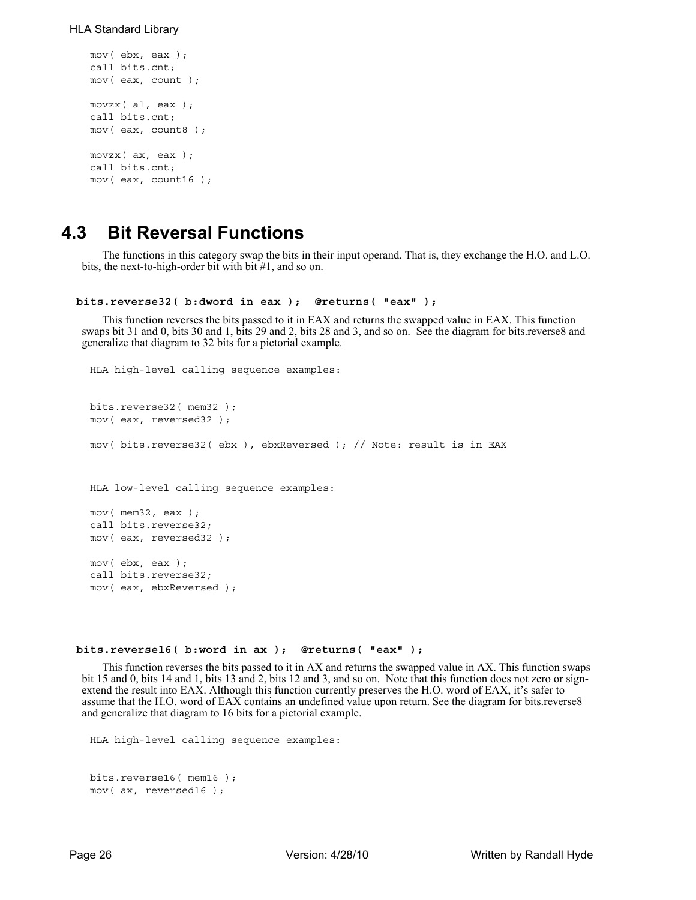```
mov( ebx, eax );
call bits.cnt;
mov( eax, count );

movzx( al, eax );
call bits.cnt;
mov( eax, count8 );

movzx( ax, eax );
call bits.cnt;
mov( eax, count16 );
```

## 4.3 Bit Reversal Functions

The functions in this category swap the bits in their input operand. That is, they exchange the H.O. and L.O. bits, the next-to-high-order bit with bit #1, and so on.

**bits.reverse32( b:dword in eax ); @returns( "eax" );**

This function reverses the bits passed to it in EAX and returns the swapped value in EAX. This function swaps bit 31 and 0, bits 30 and 1, bits 29 and 2, bits 28 and 3, and so on. See the diagram for bits.reverse8 and generalize that diagram to 32 bits for a pictorial example.

```
HLA high-level calling sequence examples:


bits.reverse32( mem32 );
mov( eax, reversed32 );

mov( bits.reverse32( ebx ), ebxReversed ); // Note: result is in EAX



HLA low-level calling sequence examples:

mov( mem32, eax );
call bits.reverse32;
mov( eax, reversed32 );

mov( ebx, eax );
call bits.reverse32;
mov( eax, ebxReversed );
```

**bits.reverse16( b:word in ax ); @returns( "eax" );**

This function reverses the bits passed to it in AX and returns the swapped value in AX. This function swaps bit 15 and 0, bits 14 and 1, bits 13 and 2, bits 12 and 3, and so on. Note that this function does not zero or sign-extend the result into EAX. Although this function currently preserves the H.O. word of EAX, it's safer to assume that the H.O. word of EAX contains an undefined value upon return. See the diagram for bits.reverse8 and generalize that diagram to 16 bits for a pictorial example.

```
HLA high-level calling sequence examples:


bits.reverse16( mem16 );
mov( ax, reversed16 );
```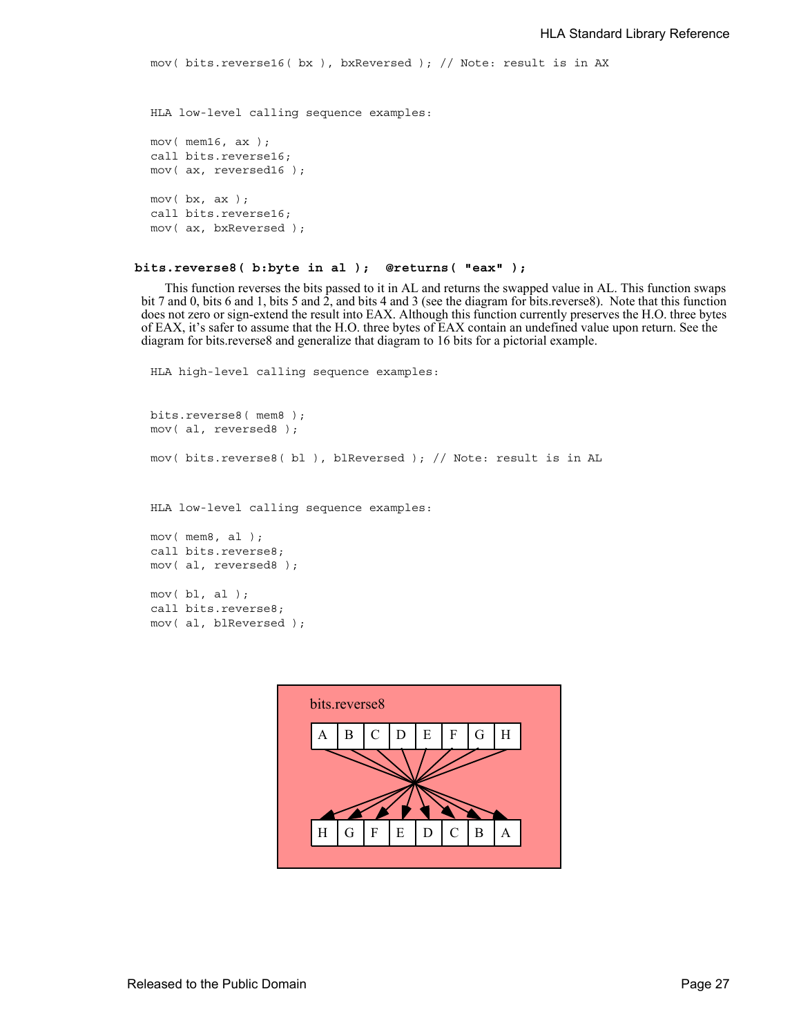```
mov( bits.reverse16( bx ), bxReversed ); // Note: result is in AX
```

```
HLA low-level calling sequence examples:

mov( mem16, ax );
call bits.reverse16;
mov( ax, reversed16 );

mov( bx, ax );
call bits.reverse16;
mov( ax, bxReversed );
```

**bits.reverse8( b:byte in al ); @returns( "eax" );**

This function reverses the bits passed to it in AL and returns the swapped value in AL. This function swaps bit 7 and 0, bits 6 and 1, bits 5 and 2, and bits 4 and 3 (see the diagram for bits.reverse8). Note that this function does not zero or sign-extend the result into EAX. Although this function currently preserves the H.O. three bytes of EAX, it's safer to assume that the H.O. three bytes of EAX contain an undefined value upon return. See the diagram for bits.reverse8 and generalize that diagram to 16 bits for a pictorial example.

```
HLA high-level calling sequence examples:


bits.reverse8( mem8 );
mov( al, reversed8 );

mov( bits.reverse8( bl ), blReversed ); // Note: result is in AL
```

```
HLA low-level calling sequence examples:

mov( mem8, al );
call bits.reverse8;
mov( al, reversed8 );

mov( bl, al );
call bits.reverse8;
mov( al, blReversed );
```

bits.reverse8

| A | B | C | D | E | F | G | H |
|---|---|---|---|---|---|---|---|
| H | G | F | E | D | C | B | A |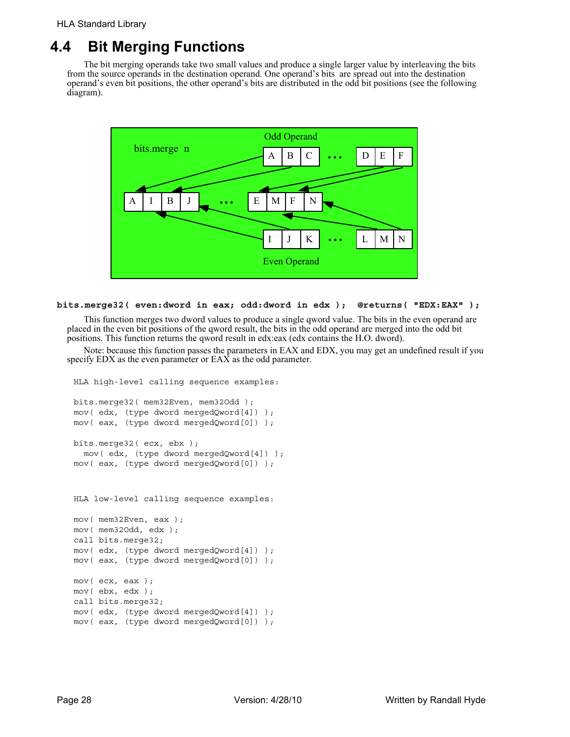## 4.4 Bit Merging Functions

The bit merging operands take two small values and produce a single larger value by interleaving the bits from the source operands in the destination operand. One operand's bits are spread out into the destination operand's even bit positions, the other operand's bits are distributed in the odd bit positions (see the following diagram).

**bits.merge32( even:dword in eax; odd:dword in edx ); @returns( "EDX:EAX" );**

This function merges two dword values to produce a single qword value. The bits in the even operand are placed in the even bit positions of the qword result, the bits in the odd operand are merged into the odd bit positions. This function returns the qword result in edx:eax (edx contains the H.O. dword).

Note: because this function passes the parameters in EAX and EDX, you may get an undefined result if you specify EDX as the even parameter or EAX as the odd parameter.

```
HLA high-level calling sequence examples:

bits.merge32( mem32Even, mem32Odd );
mov( edx, (type dword mergedQword[4]) );
mov( eax, (type dword mergedQword[0]) );

bits.merge32( ecx, ebx );
  mov( edx, (type dword mergedQword[4]) );
mov( eax, (type dword mergedQword[0]) );


HLA low-level calling sequence examples:

mov( mem32Even, eax );
mov( mem32Odd, edx );
call bits.merge32;
mov( edx, (type dword mergedQword[4]) );
mov( eax, (type dword mergedQword[0]) );

mov( ecx, eax );
mov( ebx, edx );
call bits.merge32;
mov( edx, (type dword mergedQword[4]) );
mov( eax, (type dword mergedQword[0]) );
```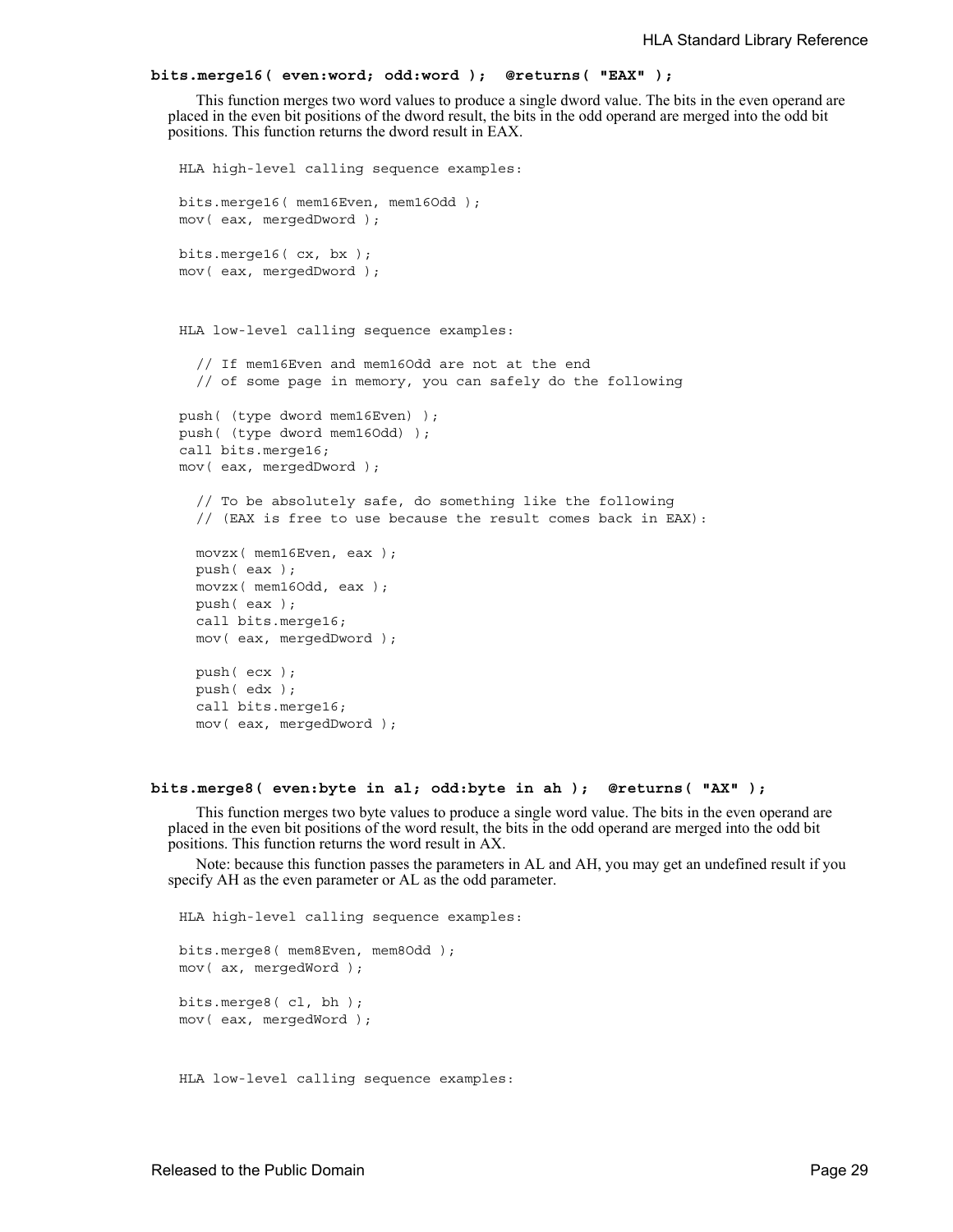**bits.merge16( even:word; odd:word ); @returns( "EAX" );**

This function merges two word values to produce a single dword value. The bits in the even operand are placed in the even bit positions of the dword result, the bits in the odd operand are merged into the odd bit positions. This function returns the dword result in EAX.

```
HLA high-level calling sequence examples:

bits.merge16( mem16Even, mem16Odd );
mov( eax, mergedDword );

bits.merge16( cx, bx );
mov( eax, mergedDword );


HLA low-level calling sequence examples:

  // If mem16Even and mem16Odd are not at the end
  // of some page in memory, you can safely do the following

push( (type dword mem16Even) );
push( (type dword mem16Odd) );
call bits.merge16;
mov( eax, mergedDword );

  // To be absolutely safe, do something like the following
  // (EAX is free to use because the result comes back in EAX):

  movzx( mem16Even, eax );
  push( eax );
  movzx( mem16Odd, eax );
  push( eax );
  call bits.merge16;
  mov( eax, mergedDword );

  push( ecx );
  push( edx );
  call bits.merge16;
  mov( eax, mergedDword );
```

**bits.merge8( even:byte in al; odd:byte in ah ); @returns( "AX" );**

This function merges two byte values to produce a single word value. The bits in the even operand are placed in the even bit positions of the word result, the bits in the odd operand are merged into the odd bit positions. This function returns the word result in AX.

Note: because this function passes the parameters in AL and AH, you may get an undefined result if you specify AH as the even parameter or AL as the odd parameter.

```
HLA high-level calling sequence examples:

bits.merge8( mem8Even, mem8Odd );
mov( ax, mergedWord );

bits.merge8( cl, bh );
mov( eax, mergedWord );


HLA low-level calling sequence examples:
```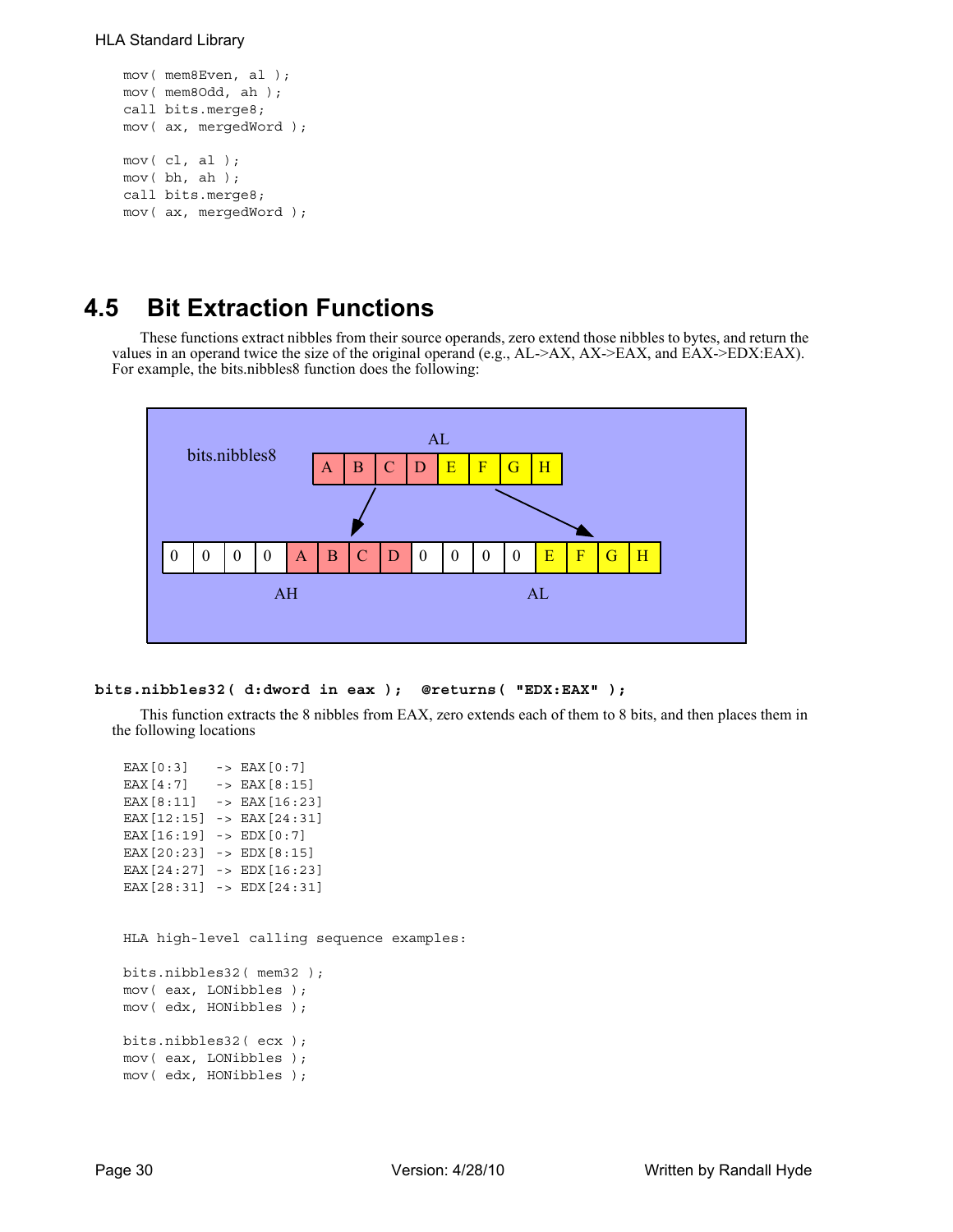```
mov( mem8Even, al );
mov( mem8Odd, ah );
call bits.merge8;
mov( ax, mergedWord );

mov( cl, al );
mov( bh, ah );
call bits.merge8;
mov( ax, mergedWord );
```

## 4.5 Bit Extraction Functions

These functions extract nibbles from their source operands, zero extend those nibbles to bytes, and return the values in an operand twice the size of the original operand (e.g., AL->AX, AX->EAX, and EAX->EDX:EAX). For example, the bits.nibbles8 function does the following:

**bits.nibbles32( d:dword in eax );  @returns( "EDX:EAX" );**

This function extracts the 8 nibbles from EAX, zero extends each of them to 8 bits, and then places them in the following locations

```
EAX[0:3]   -> EAX[0:7]
EAX[4:7]   -> EAX[8:15]
EAX[8:11]  -> EAX[16:23]
EAX[12:15] -> EAX[24:31]
EAX[16:19] -> EDX[0:7]
EAX[20:23] -> EDX[8:15]
EAX[24:27] -> EDX[16:23]
EAX[28:31] -> EDX[24:31]
```

```
HLA high-level calling sequence examples:

bits.nibbles32( mem32 );
mov( eax, LONibbles );
mov( edx, HONibbles );

bits.nibbles32( ecx );
mov( eax, LONibbles );
mov( edx, HONibbles );
```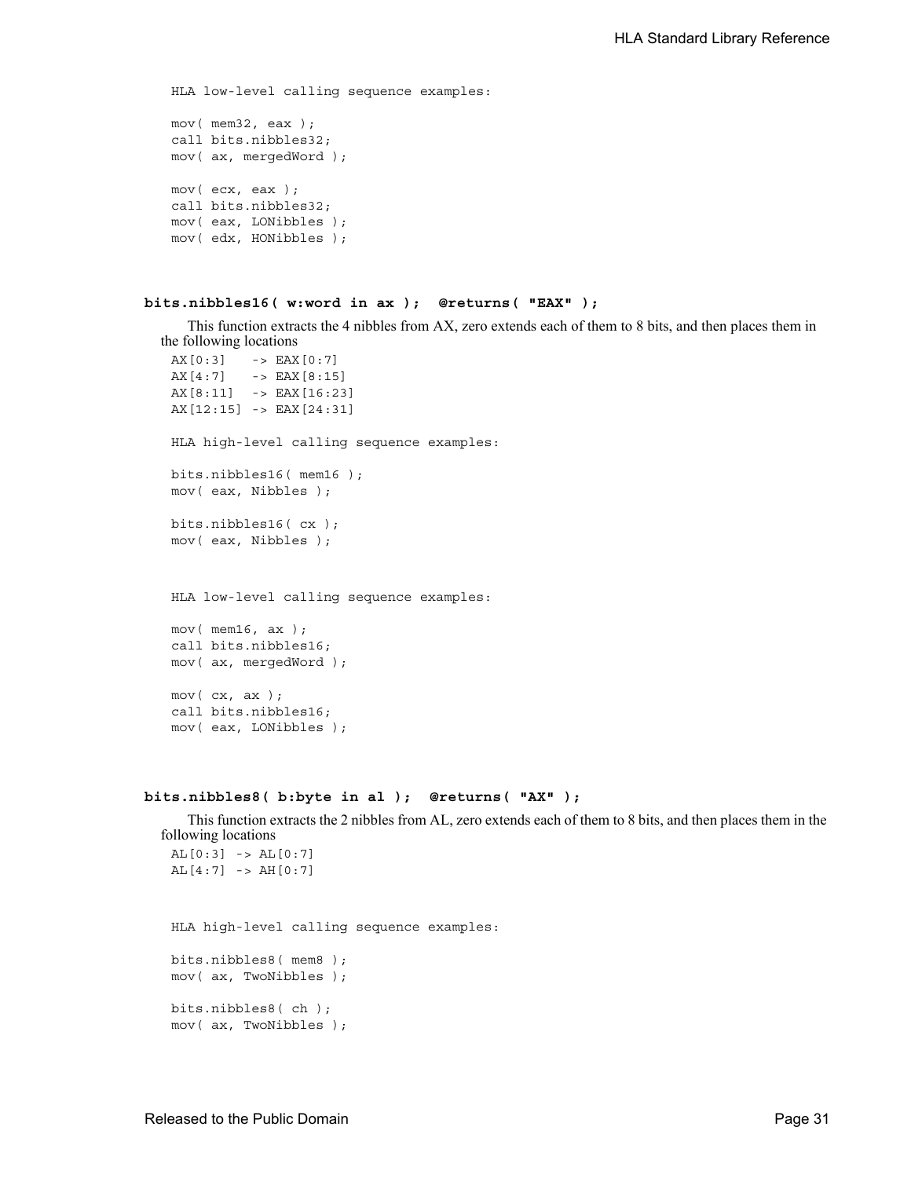```
HLA low-level calling sequence examples:

mov( mem32, eax );
call bits.nibbles32;
mov( ax, mergedWord );

mov( ecx, eax );
call bits.nibbles32;
mov( eax, LONibbles );
mov( edx, HONibbles );
```

**bits.nibbles16( w:word in ax ); @returns( "EAX" );**

This function extracts the 4 nibbles from AX, zero extends each of them to 8 bits, and then places them in the following locations

```
AX[0:3]   -> EAX[0:7]
AX[4:7]   -> EAX[8:15]
AX[8:11]  -> EAX[16:23]
AX[12:15] -> EAX[24:31]

HLA high-level calling sequence examples:

bits.nibbles16( mem16 );
mov( eax, Nibbles );

bits.nibbles16( cx );
mov( eax, Nibbles );


HLA low-level calling sequence examples:

mov( mem16, ax );
call bits.nibbles16;
mov( ax, mergedWord );

mov( cx, ax );
call bits.nibbles16;
mov( eax, LONibbles );
```

**bits.nibbles8( b:byte in al ); @returns( "AX" );**

This function extracts the 2 nibbles from AL, zero extends each of them to 8 bits, and then places them in the following locations

```
AL[0:3] -> AL[0:7]
AL[4:7] -> AH[0:7]


HLA high-level calling sequence examples:

bits.nibbles8( mem8 );
mov( ax, TwoNibbles );

bits.nibbles8( ch );
mov( ax, TwoNibbles );
```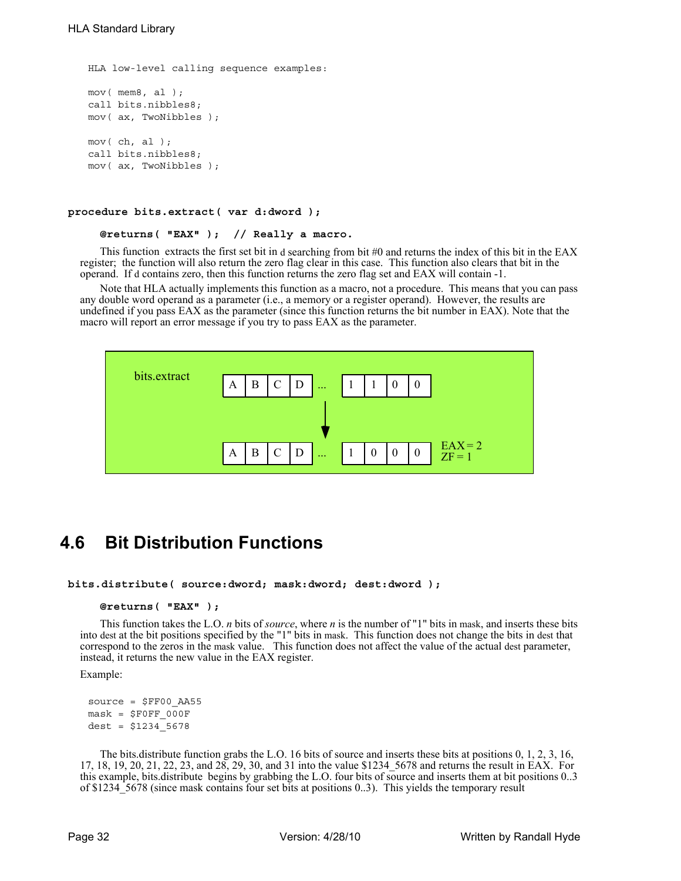```
HLA low-level calling sequence examples:

mov( mem8, al );
call bits.nibbles8;
mov( ax, TwoNibbles );

mov( ch, al );
call bits.nibbles8;
mov( ax, TwoNibbles );
```

**procedure bits.extract( var d:dword );**

**@returns( "EAX" ); // Really a macro.**

This function extracts the first set bit in d searching from bit #0 and returns the index of this bit in the EAX register; the function will also return the zero flag clear in this case. This function also clears that bit in the operand. If d contains zero, then this function returns the zero flag set and EAX will contain -1.

Note that HLA actually implements this function as a macro, not a procedure. This means that you can pass any double word operand as a parameter (i.e., a memory or a register operand). However, the results are undefined if you pass EAX as the parameter (since this function returns the bit number in EAX). Note that the macro will report an error message if you try to pass EAX as the parameter.

bits.extract

| A | B | C | D | ... | 1 | 1 | 0 | 0 |
|---|---|---|---|---|---|---|---|---|

↓

| A | B | C | D | ... | 1 | 0 | 0 | 0 |
|---|---|---|---|---|---|---|---|---|

EAX = 2
ZF = 1

## 4.6 Bit Distribution Functions

**bits.distribute( source:dword; mask:dword; dest:dword );**

**@returns( "EAX" );**

This function takes the L.O. *n* bits of *source*, where *n* is the number of "1" bits in mask, and inserts these bits into dest at the bit positions specified by the "1" bits in mask. This function does not change the bits in dest that correspond to the zeros in the mask value. This function does not affect the value of the actual dest parameter, instead, it returns the new value in the EAX register.

Example:

```
source = $FF00_AA55
mask = $F0FF_000F
dest = $1234_5678
```

The bits.distribute function grabs the L.O. 16 bits of source and inserts these bits at positions 0, 1, 2, 3, 16, 17, 18, 19, 20, 21, 22, 23, and 28, 29, 30, and 31 into the value $1234_5678 and returns the result in EAX. For this example, bits.distribute begins by grabbing the L.O. four bits of source and inserts them at bit positions 0..3 of $1234_5678 (since mask contains four set bits at positions 0..3). This yields the temporary result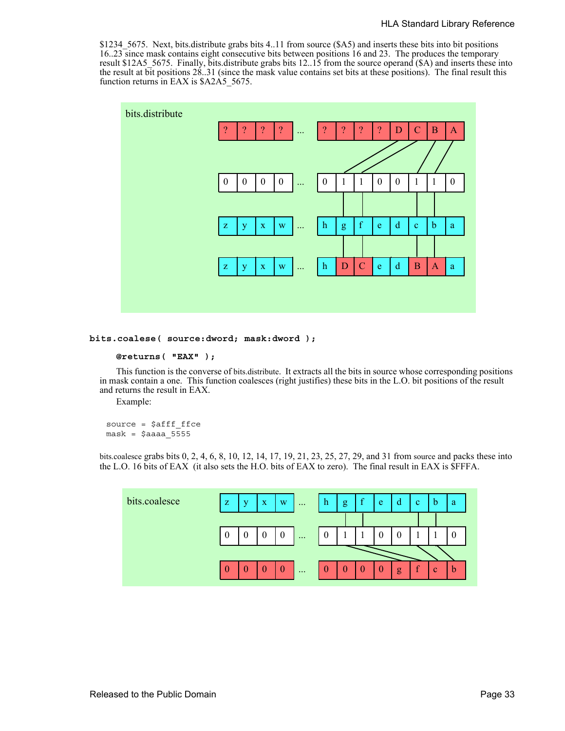$1234_5675. Next, bits.distribute grabs bits 4..11 from source ($A5) and inserts these bits into bit positions 16..23 since mask contains eight consecutive bits between positions 16 and 23. The produces the temporary result $12A5_5675. Finally, bits.distribute grabs bits 12..15 from the source operand ($A) and inserts these into the result at bit positions 28..31 (since the mask value contains set bits at these positions). The final result this function returns in EAX is $A2A5_5675.

bits.distribute

| ? | ? | ? | ? | ... | ? | ? | ? | ? | D | C | B | A |
|---|---|---|---|---|---|---|---|---|---|---|---|---|
| 0 | 0 | 0 | 0 | ... | 0 | 1 | 1 | 0 | 0 | 1 | 1 | 0 |
| z | y | x | w | ... | h | g | f | e | d | c | b | a |
| z | y | x | w | ... | h | D | C | e | d | B | A | a |

```
bits.coalese( source:dword; mask:dword );
```

```
@returns( "EAX" );
```

This function is the converse of bits.distribute. It extracts all the bits in source whose corresponding positions in mask contain a one. This function coalesces (right justifies) these bits in the L.O. bit positions of the result and returns the result in EAX.

Example:

```
source = $afff_ffce
mask = $aaaa_5555
```

bits.coalesce grabs bits 0, 2, 4, 6, 8, 10, 12, 14, 17, 19, 21, 23, 25, 27, 29, and 31 from source and packs these into the L.O. 16 bits of EAX (it also sets the H.O. bits of EAX to zero). The final result in EAX is $FFFA.

bits.coalesce

| z | y | x | w | ... | h | g | f | e | d | c | b | a |
|---|---|---|---|---|---|---|---|---|---|---|---|---|
| 0 | 0 | 0 | 0 | ... | 0 | 1 | 1 | 0 | 0 | 1 | 1 | 0 |
| 0 | 0 | 0 | 0 | ... | 0 | 0 | 0 | 0 | g | f | c | b |